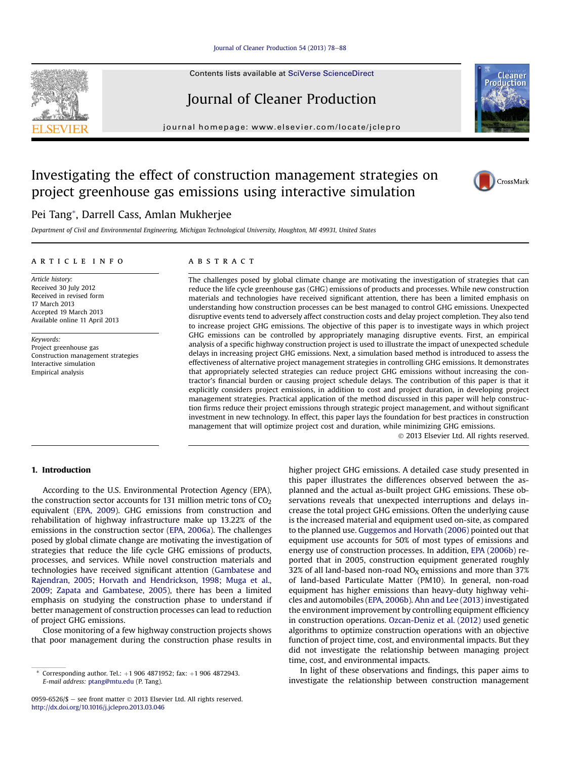# Investigating the effect of construction management strategies on project greenhouse gas emissions using interactive simulation

Pei Tang*, Darrell Cass, Amlan Mukherjee

*Department of Civil and Environmental Engineering, Michigan Technological University, Houghton, MI 49931, United States*

## ARTICLE INFO

*Article history:*
Received 30 July 2012
Received in revised form
17 March 2013
Accepted 19 March 2013
Available online 11 April 2013

*Keywords:*
Project greenhouse gas
Construction management strategies
Interactive simulation
Empirical analysis

## ABSTRACT

The challenges posed by global climate change are motivating the investigation of strategies that can reduce the life cycle greenhouse gas (GHG) emissions of products and processes. While new construction materials and technologies have received significant attention, there has been a limited emphasis on understanding how construction processes can be best managed to control GHG emissions. Unexpected disruptive events tend to adversely affect construction costs and delay project completion. They also tend to increase project GHG emissions. The objective of this paper is to investigate ways in which project GHG emissions can be controlled by appropriately managing disruptive events. First, an empirical analysis of a specific highway construction project is used to illustrate the impact of unexpected schedule delays in increasing project GHG emissions. Next, a simulation based method is introduced to assess the effectiveness of alternative project management strategies in controlling GHG emissions. It demonstrates that appropriately selected strategies can reduce project GHG emissions without increasing the contractor's financial burden or causing project schedule delays. The contribution of this paper is that it explicitly considers project emissions, in addition to cost and project duration, in developing project management strategies. Practical application of the method discussed in this paper will help construction firms reduce their project emissions through strategic project management, and without significant investment in new technology. In effect, this paper lays the foundation for best practices in construction management that will optimize project cost and duration, while minimizing GHG emissions.

© 2013 Elsevier Ltd. All rights reserved.

## 1. Introduction

According to the U.S. Environmental Protection Agency (EPA), the construction sector accounts for 131 million metric tons of $CO_2$ equivalent (EPA, 2009). GHG emissions from construction and rehabilitation of highway infrastructure make up 13.22% of the emissions in the construction sector (EPA, 2006a). The challenges posed by global climate change are motivating the investigation of strategies that reduce the life cycle GHG emissions of products, processes, and services. While novel construction materials and technologies have received significant attention (Gambatese and Rajendran, 2005; Horvath and Hendrickson, 1998; Muga et al., 2009; Zapata and Gambatese, 2005), there has been a limited emphasis on studying the construction phase to understand if better management of construction processes can lead to reduction of project GHG emissions.

Close monitoring of a few highway construction projects shows that poor management during the construction phase results in higher project GHG emissions. A detailed case study presented in this paper illustrates the differences observed between the as-planned and the actual as-built project GHG emissions. These observations reveals that unexpected interruptions and delays increase the total project GHG emissions. Often the underlying cause is the increased material and equipment used on-site, as compared to the planned use. Guggemos and Horvath (2006) pointed out that equipment use accounts for 50% of most types of emissions and energy use of construction processes. In addition, EPA (2006b) reported that in 2005, construction equipment generated roughly 32% of all land-based non-road $NO_X$ emissions and more than 37% of land-based Particulate Matter (PM10). In general, non-road equipment has higher emissions than heavy-duty highway vehicles and automobiles (EPA, 2006b). Ahn and Lee (2013) investigated the environment improvement by controlling equipment efficiency in construction operations. Ozcan-Deniz et al. (2012) used genetic algorithms to optimize construction operations with an objective function of project time, cost, and environmental impacts. But they did not investigate the relationship between managing project time, cost, and environmental impacts.

In light of these observations and findings, this paper aims to investigate the relationship between construction management

---

* Corresponding author. Tel.: +1 906 4871952; fax: +1 906 4872943.
E-mail address: ptang@mtu.edu (P. Tang).

0959-6526/$ – see front matter © 2013 Elsevier Ltd. All rights reserved.
http://dx.doi.org/10.1016/j.jclepro.2013.03.046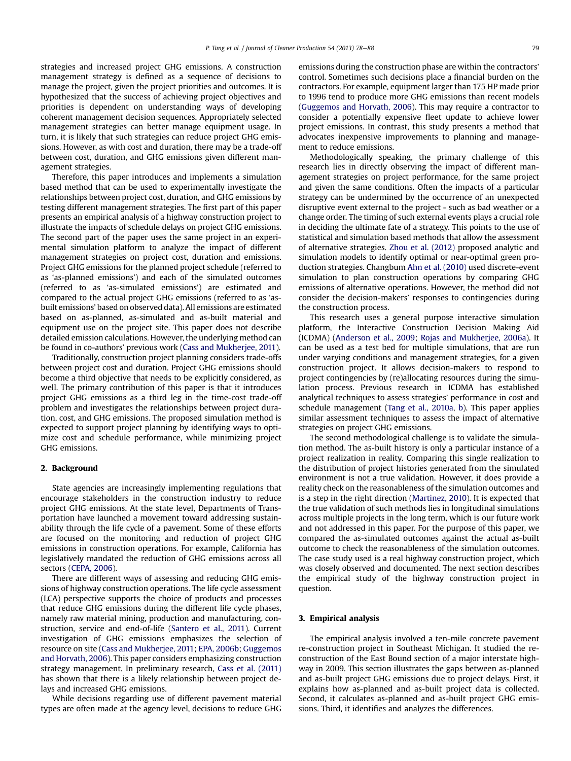strategies and increased project GHG emissions. A construction management strategy is defined as a sequence of decisions to manage the project, given the project priorities and outcomes. It is hypothesized that the success of achieving project objectives and priorities is dependent on understanding ways of developing coherent management decision sequences. Appropriately selected management strategies can better manage equipment usage. In turn, it is likely that such strategies can reduce project GHG emissions. However, as with cost and duration, there may be a trade-off between cost, duration, and GHG emissions given different management strategies.

Therefore, this paper introduces and implements a simulation based method that can be used to experimentally investigate the relationships between project cost, duration, and GHG emissions by testing different management strategies. The first part of this paper presents an empirical analysis of a highway construction project to illustrate the impacts of schedule delays on project GHG emissions. The second part of the paper uses the same project in an experimental simulation platform to analyze the impact of different management strategies on project cost, duration and emissions. Project GHG emissions for the planned project schedule (referred to as 'as-planned emissions') and each of the simulated outcomes (referred to as 'as-simulated emissions') are estimated and compared to the actual project GHG emissions (referred to as 'as-built emissions' based on observed data). All emissions are estimated based on as-planned, as-simulated and as-built material and equipment use on the project site. This paper does not describe detailed emission calculations. However, the underlying method can be found in co-authors' previous work (Cass and Mukherjee, 2011).

Traditionally, construction project planning considers trade-offs between project cost and duration. Project GHG emissions should become a third objective that needs to be explicitly considered, as well. The primary contribution of this paper is that it introduces project GHG emissions as a third leg in the time-cost trade-off problem and investigates the relationships between project duration, cost, and GHG emissions. The proposed simulation method is expected to support project planning by identifying ways to optimize cost and schedule performance, while minimizing project GHG emissions.

## 2. Background

State agencies are increasingly implementing regulations that encourage stakeholders in the construction industry to reduce project GHG emissions. At the state level, Departments of Transportation have launched a movement toward addressing sustainability through the life cycle of a pavement. Some of these efforts are focused on the monitoring and reduction of project GHG emissions in construction operations. For example, California has legislatively mandated the reduction of GHG emissions across all sectors (CEPA, 2006).

There are different ways of assessing and reducing GHG emissions of highway construction operations. The life cycle assessment (LCA) perspective supports the choice of products and processes that reduce GHG emissions during the different life cycle phases, namely raw material mining, production and manufacturing, construction, service and end-of-life (Santero et al., 2011). Current investigation of GHG emissions emphasizes the selection of resource on site (Cass and Mukherjee, 2011; EPA, 2006b; Guggemos and Horvath, 2006). This paper considers emphasizing construction strategy management. In preliminary research, Cass et al. (2011) has shown that there is a likely relationship between project delays and increased GHG emissions.

While decisions regarding use of different pavement material types are often made at the agency level, decisions to reduce GHG emissions during the construction phase are within the contractors' control. Sometimes such decisions place a financial burden on the contractors. For example, equipment larger than 175 HP made prior to 1996 tend to produce more GHG emissions than recent models (Guggemos and Horvath, 2006). This may require a contractor to consider a potentially expensive fleet update to achieve lower project emissions. In contrast, this study presents a method that advocates inexpensive improvements to planning and management to reduce emissions.

Methodologically speaking, the primary challenge of this research lies in directly observing the impact of different management strategies on project performance, for the same project and given the same conditions. Often the impacts of a particular strategy can be undermined by the occurrence of an unexpected disruptive event external to the project - such as bad weather or a change order. The timing of such external events plays a crucial role in deciding the ultimate fate of a strategy. This points to the use of statistical and simulation based methods that allow the assessment of alternative strategies. Zhou et al. (2012) proposed analytic and simulation models to identify optimal or near-optimal green production strategies. Changbum Ahn et al. (2010) used discrete-event simulation to plan construction operations by comparing GHG emissions of alternative operations. However, the method did not consider the decision-makers' responses to contingencies during the construction process.

This research uses a general purpose interactive simulation platform, the Interactive Construction Decision Making Aid (ICDMA) (Anderson et al., 2009; Rojas and Mukherjee, 2006a). It can be used as a test bed for multiple simulations, that are run under varying conditions and management strategies, for a given construction project. It allows decision-makers to respond to project contingencies by (re)allocating resources during the simulation process. Previous research in ICDMA has established analytical techniques to assess strategies' performance in cost and schedule management (Tang et al., 2010a, b). This paper applies similar assessment techniques to assess the impact of alternative strategies on project GHG emissions.

The second methodological challenge is to validate the simulation method. The as-built history is only a particular instance of a project realization in reality. Comparing this single realization to the distribution of project histories generated from the simulated environment is not a true validation. However, it does provide a reality check on the reasonableness of the simulation outcomes and is a step in the right direction (Martinez, 2010). It is expected that the true validation of such methods lies in longitudinal simulations across multiple projects in the long term, which is our future work and not addressed in this paper. For the purpose of this paper, we compared the as-simulated outcomes against the actual as-built outcome to check the reasonableness of the simulation outcomes. The case study used is a real highway construction project, which was closely observed and documented. The next section describes the empirical study of the highway construction project in question.

## 3. Empirical analysis

The empirical analysis involved a ten-mile concrete pavement re-construction project in Southeast Michigan. It studied the re-construction of the East Bound section of a major interstate highway in 2009. This section illustrates the gaps between as-planned and as-built project GHG emissions due to project delays. First, it explains how as-planned and as-built project data is collected. Second, it calculates as-planned and as-built project GHG emissions. Third, it identifies and analyzes the differences.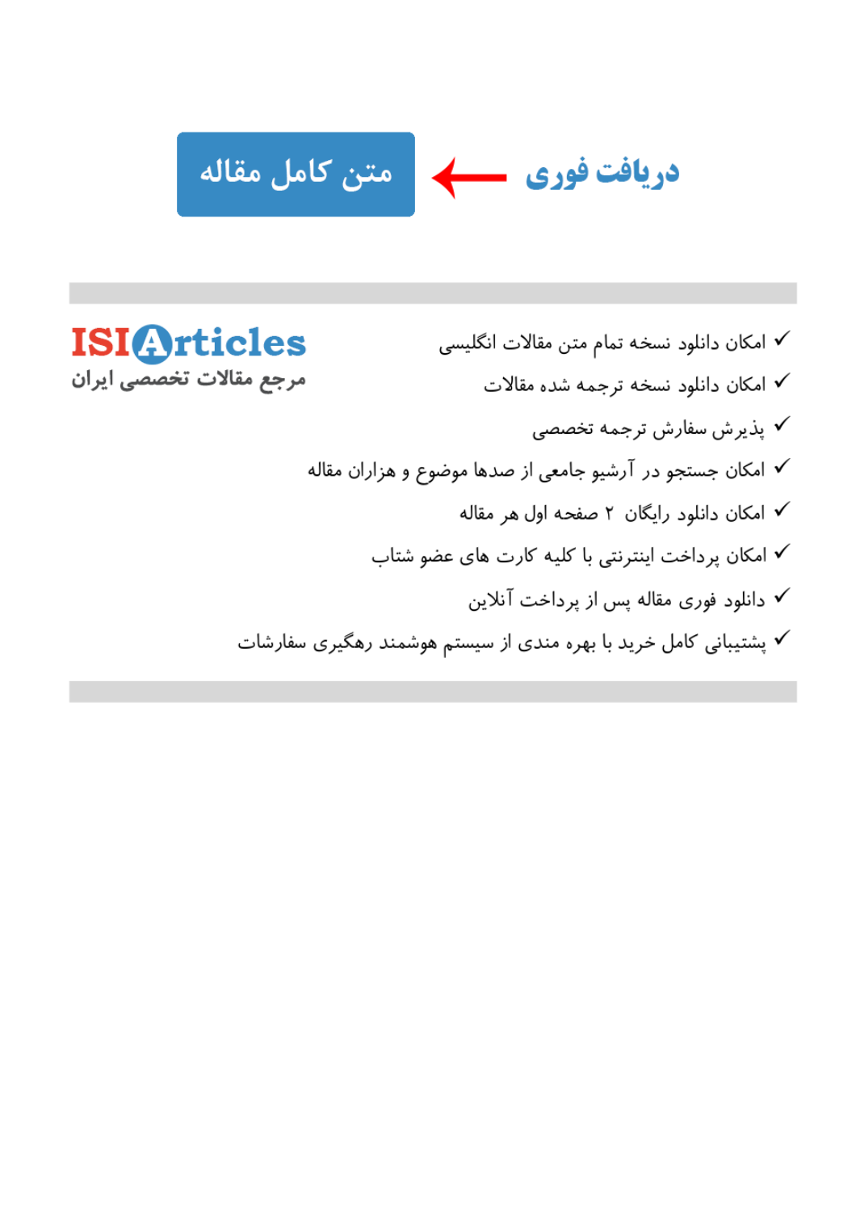دریافت فوری ← متن کامل مقاله

**ISIArticles**
مرجع مقالات تخصصی ایران

- ✓ امکان دانلود نسخه تمام متن مقالات انگلیسی
- ✓ امکان دانلود نسخه ترجمه شده مقالات
- ✓ پذیرش سفارش ترجمه تخصصی
- ✓ امکان جستجو در آرشیو جامعی از صدها موضوع و هزاران مقاله
- ✓ امکان دانلود رایگان ۲ صفحه اول هر مقاله
- ✓ امکان پرداخت اینترنتی با کلیه کارت های عضو شتاب
- ✓ دانلود فوری مقاله پس از پرداخت آنلاین
- ✓ پشتیبانی کامل خرید با بهره مندی از سیستم هوشمند رهگیری سفارشات